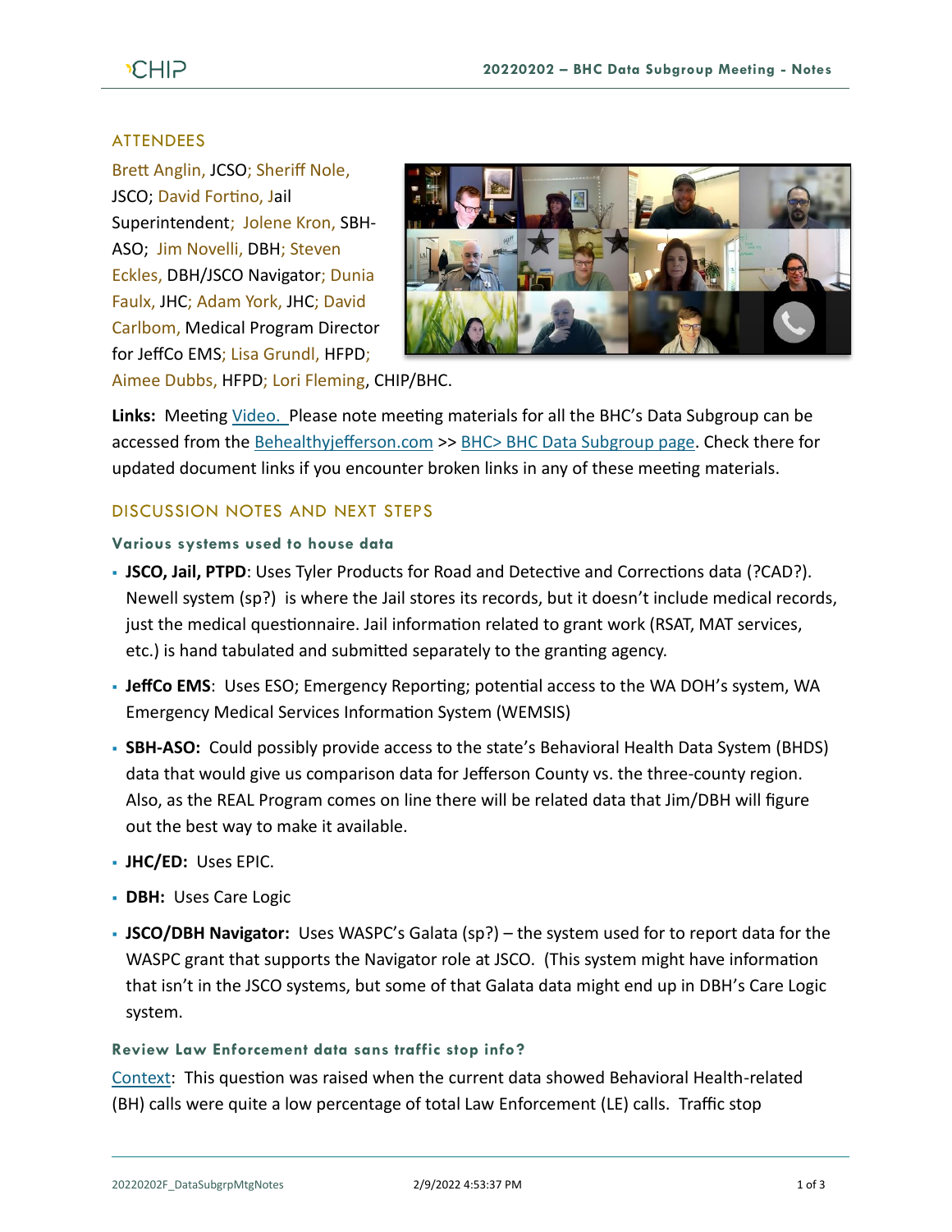## ATTENDEES

Brett Anglin, JCSO; Sheriff Nole, JSCO; David Fortino, Jail Superintendent; Jolene Kron, SBH-ASO; Jim Novelli, DBH; Steven Eckles, DBH/JSCO Navigator; Dunia Faulx, JHC; Adam York, JHC; David Carlbom, Medical Program Director for JeffCo EMS; Lisa Grundl, HFPD; Aimee Dubbs, HFPD; Lori Fleming, CHIP/BHC.

**Links:** Meeting Video. Please note meeting materials for all the BHC's Data Subgroup can be accessed from the Behealthyjefferson.com >> BHC> BHC Data Subgroup page. Check there for updated document links if you encounter broken links in any of these meeting materials.

## DISCUSSION NOTES AND NEXT STEPS

### Various systems used to house data

- **JSCO, Jail, PTPD**: Uses Tyler Products for Road and Detective and Corrections data (?CAD?). Newell system (sp?) is where the Jail stores its records, but it doesn't include medical records, just the medical questionnaire. Jail information related to grant work (RSAT, MAT services, etc.) is hand tabulated and submitted separately to the granting agency.
- **JeffCo EMS**: Uses ESO; Emergency Reporting; potential access to the WA DOH's system, WA Emergency Medical Services Information System (WEMSIS)
- **SBH-ASO:** Could possibly provide access to the state's Behavioral Health Data System (BHDS) data that would give us comparison data for Jefferson County vs. the three-county region. Also, as the REAL Program comes on line there will be related data that Jim/DBH will figure out the best way to make it available.
- **JHC/ED:** Uses EPIC.
- **DBH:** Uses Care Logic
- **JSCO/DBH Navigator:** Uses WASPC's Galata (sp?) – the system used for to report data for the WASPC grant that supports the Navigator role at JSCO. (This system might have information that isn't in the JSCO systems, but some of that Galata data might end up in DBH's Care Logic system.

### Review Law Enforcement data sans traffic stop info?

Context: This question was raised when the current data showed Behavioral Health-related (BH) calls were quite a low percentage of total Law Enforcement (LE) calls. Traffic stop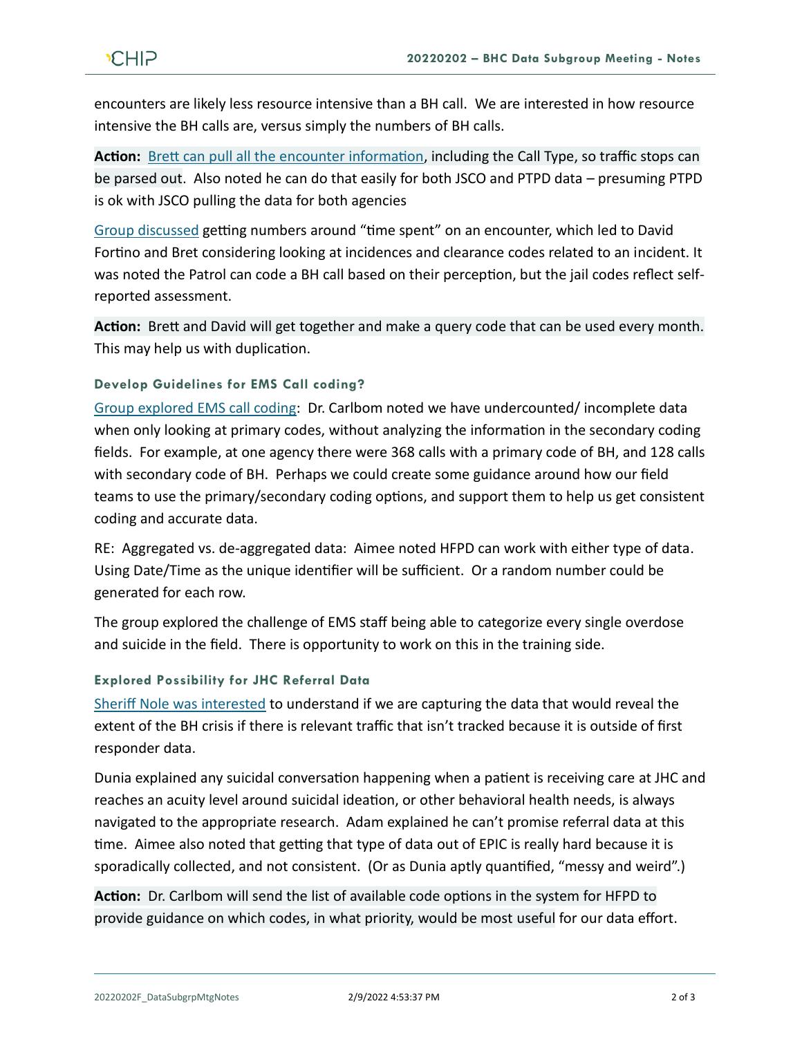encounters are likely less resource intensive than a BH call. We are interested in how resource intensive the BH calls are, versus simply the numbers of BH calls.

**Action:** Brett can pull all the encounter information, including the Call Type, so traffic stops can be parsed out. Also noted he can do that easily for both JSCO and PTPD data – presuming PTPD is ok with JSCO pulling the data for both agencies

Group discussed getting numbers around "time spent" on an encounter, which led to David Fortino and Bret considering looking at incidences and clearance codes related to an incident. It was noted the Patrol can code a BH call based on their perception, but the jail codes reflect self-reported assessment.

**Action:** Brett and David will get together and make a query code that can be used every month. This may help us with duplication.

### Develop Guidelines for EMS Call coding?

Group explored EMS call coding: Dr. Carlbom noted we have undercounted/ incomplete data when only looking at primary codes, without analyzing the information in the secondary coding fields. For example, at one agency there were 368 calls with a primary code of BH, and 128 calls with secondary code of BH. Perhaps we could create some guidance around how our field teams to use the primary/secondary coding options, and support them to help us get consistent coding and accurate data.

RE: Aggregated vs. de-aggregated data: Aimee noted HFPD can work with either type of data. Using Date/Time as the unique identifier will be sufficient. Or a random number could be generated for each row.

The group explored the challenge of EMS staff being able to categorize every single overdose and suicide in the field. There is opportunity to work on this in the training side.

### Explored Possibility for JHC Referral Data

Sheriff Nole was interested to understand if we are capturing the data that would reveal the extent of the BH crisis if there is relevant traffic that isn't tracked because it is outside of first responder data.

Dunia explained any suicidal conversation happening when a patient is receiving care at JHC and reaches an acuity level around suicidal ideation, or other behavioral health needs, is always navigated to the appropriate research. Adam explained he can't promise referral data at this time. Aimee also noted that getting that type of data out of EPIC is really hard because it is sporadically collected, and not consistent. (Or as Dunia aptly quantified, "messy and weird".)

**Action:** Dr. Carlbom will send the list of available code options in the system for HFPD to provide guidance on which codes, in what priority, would be most useful for our data effort.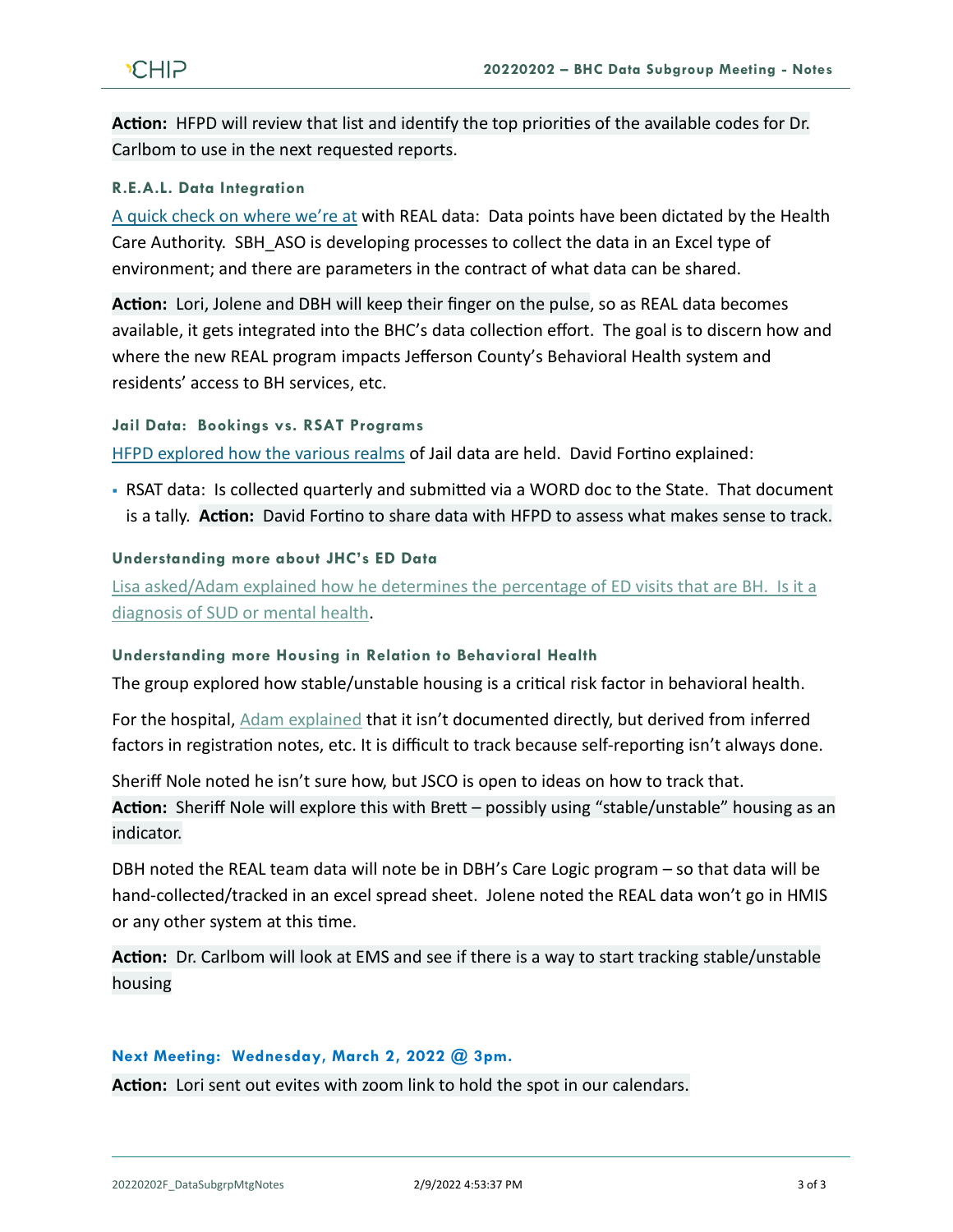**Action:** HFPD will review that list and identify the top priorities of the available codes for Dr. Carlbom to use in the next requested reports.

### R.E.A.L. Data Integration

A quick check on where we're at with REAL data: Data points have been dictated by the Health Care Authority. SBH_ASO is developing processes to collect the data in an Excel type of environment; and there are parameters in the contract of what data can be shared.

**Action:** Lori, Jolene and DBH will keep their finger on the pulse, so as REAL data becomes available, it gets integrated into the BHC's data collection effort. The goal is to discern how and where the new REAL program impacts Jefferson County's Behavioral Health system and residents' access to BH services, etc.

### Jail Data: Bookings vs. RSAT Programs

HFPD explored how the various realms of Jail data are held. David Fortino explained:

- RSAT data: Is collected quarterly and submitted via a WORD doc to the State. That document is a tally. **Action:** David Fortino to share data with HFPD to assess what makes sense to track.

### Understanding more about JHC's ED Data

Lisa asked/Adam explained how he determines the percentage of ED visits that are BH. Is it a diagnosis of SUD or mental health.

### Understanding more Housing in Relation to Behavioral Health

The group explored how stable/unstable housing is a critical risk factor in behavioral health.

For the hospital, Adam explained that it isn't documented directly, but derived from inferred factors in registration notes, etc. It is difficult to track because self-reporting isn't always done.

Sheriff Nole noted he isn't sure how, but JSCO is open to ideas on how to track that.
**Action:** Sheriff Nole will explore this with Brett – possibly using "stable/unstable" housing as an indicator.

DBH noted the REAL team data will note be in DBH's Care Logic program – so that data will be hand-collected/tracked in an excel spread sheet. Jolene noted the REAL data won't go in HMIS or any other system at this time.

**Action:** Dr. Carlbom will look at EMS and see if there is a way to start tracking stable/unstable housing

### Next Meeting: Wednesday, March 2, 2022 @ 3pm.

**Action:** Lori sent out evites with zoom link to hold the spot in our calendars.